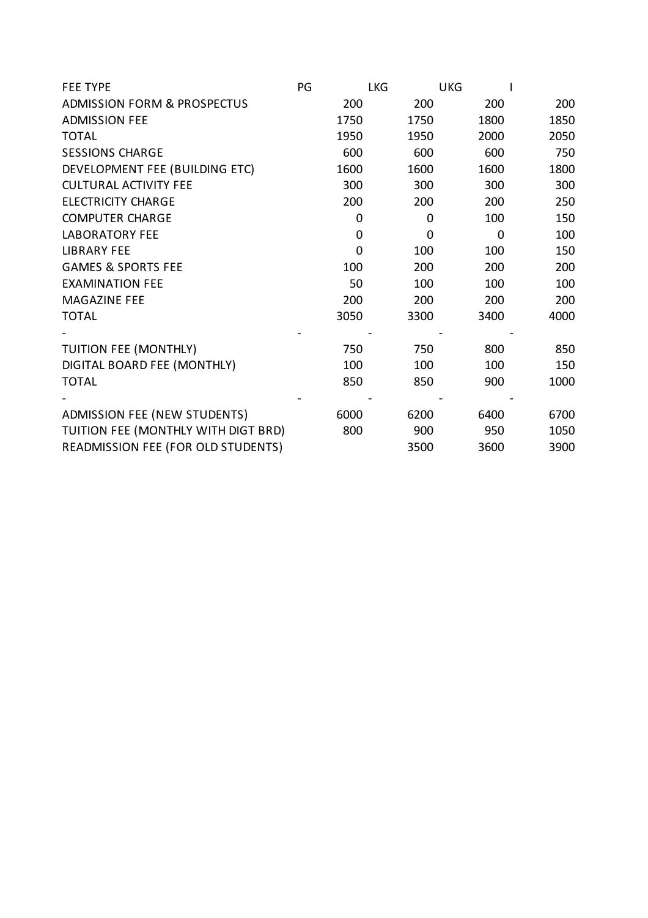| FEE TYPE | PG | LKG | UKG | I |
|---|---|---|---|---|
| ADMISSION FORM & PROSPECTUS | 200 | 200 | 200 | 200 |
| ADMISSION FEE | 1750 | 1750 | 1800 | 1850 |
| TOTAL | 1950 | 1950 | 2000 | 2050 |
| SESSIONS CHARGE | 600 | 600 | 600 | 750 |
| DEVELOPMENT FEE (BUILDING ETC) | 1600 | 1600 | 1600 | 1800 |
| CULTURAL ACTIVITY FEE | 300 | 300 | 300 | 300 |
| ELECTRICITY CHARGE | 200 | 200 | 200 | 250 |
| COMPUTER CHARGE | 0 | 0 | 100 | 150 |
| LABORATORY FEE | 0 | 0 | 0 | 100 |
| LIBRARY FEE | 0 | 100 | 100 | 150 |
| GAMES & SPORTS FEE | 100 | 200 | 200 | 200 |
| EXAMINATION FEE | 50 | 100 | 100 | 100 |
| MAGAZINE FEE | 200 | 200 | 200 | 200 |
| TOTAL | 3050 | 3300 | 3400 | 4000 |
| - | - | - | - | - |
| TUITION FEE (MONTHLY) | 750 | 750 | 800 | 850 |
| DIGITAL BOARD FEE (MONTHLY) | 100 | 100 | 100 | 150 |
| TOTAL | 850 | 850 | 900 | 1000 |
| - | - | - | - | - |
| ADMISSION FEE (NEW STUDENTS) | 6000 | 6200 | 6400 | 6700 |
| TUITION FEE (MONTHLY WITH DIGT BRD) | 800 | 900 | 950 | 1050 |
| READMISSION FEE (FOR OLD STUDENTS) | | 3500 | 3600 | 3900 |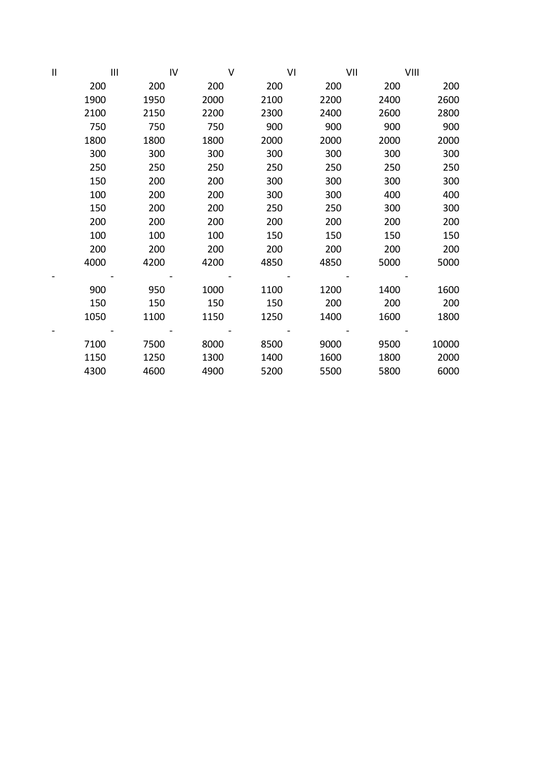| II | III | IV | V | VI | VII | VIII |
|---|---|---|---|---|---|---|
| 200 | 200 | 200 | 200 | 200 | 200 | 200 |
| 1900 | 1950 | 2000 | 2100 | 2200 | 2400 | 2600 |
| 2100 | 2150 | 2200 | 2300 | 2400 | 2600 | 2800 |
| 750 | 750 | 750 | 900 | 900 | 900 | 900 |
| 1800 | 1800 | 1800 | 2000 | 2000 | 2000 | 2000 |
| 300 | 300 | 300 | 300 | 300 | 300 | 300 |
| 250 | 250 | 250 | 250 | 250 | 250 | 250 |
| 150 | 200 | 200 | 300 | 300 | 300 | 300 |
| 100 | 200 | 200 | 300 | 300 | 400 | 400 |
| 150 | 200 | 200 | 250 | 250 | 300 | 300 |
| 200 | 200 | 200 | 200 | 200 | 200 | 200 |
| 100 | 100 | 100 | 150 | 150 | 150 | 150 |
| 200 | 200 | 200 | 200 | 200 | 200 | 200 |
| 4000 | 4200 | 4200 | 4850 | 4850 | 5000 | 5000 |
| - | - | - | - | - | - | - |
| 900 | 950 | 1000 | 1100 | 1200 | 1400 | 1600 |
| 150 | 150 | 150 | 150 | 200 | 200 | 200 |
| 1050 | 1100 | 1150 | 1250 | 1400 | 1600 | 1800 |
| - | - | - | - | - | - | - |
| 7100 | 7500 | 8000 | 8500 | 9000 | 9500 | 10000 |
| 1150 | 1250 | 1300 | 1400 | 1600 | 1800 | 2000 |
| 4300 | 4600 | 4900 | 5200 | 5500 | 5800 | 6000 |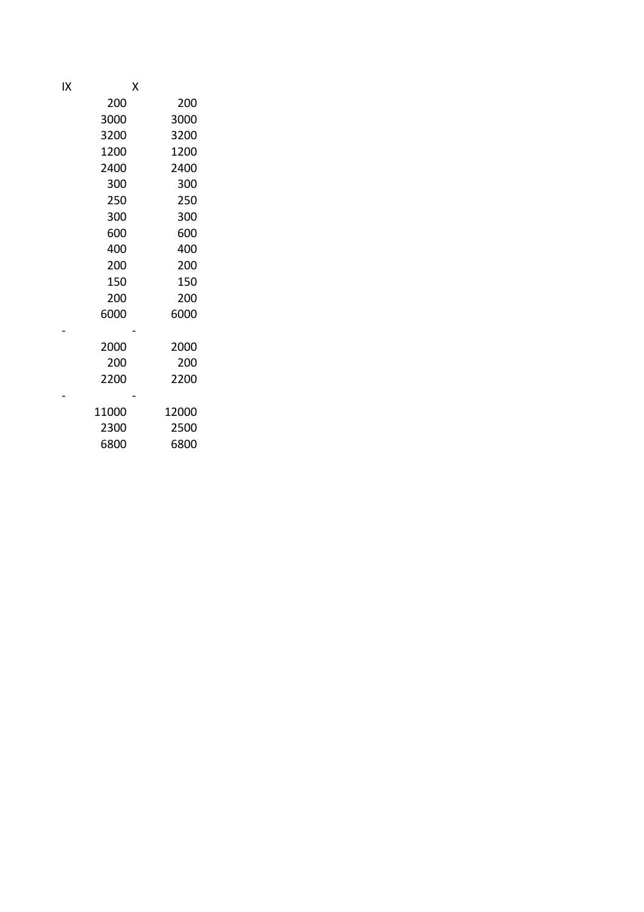| IX | X |
| --- | --- |
| 200 | 200 |
| 3000 | 3000 |
| 3200 | 3200 |
| 1200 | 1200 |
| 2400 | 2400 |
| 300 | 300 |
| 250 | 250 |
| 300 | 300 |
| 600 | 600 |
| 400 | 400 |
| 200 | 200 |
| 150 | 150 |
| 200 | 200 |
| 6000 | 6000 |
| - | - |
| 2000 | 2000 |
| 200 | 200 |
| 2200 | 2200 |
| - | - |
| 11000 | 12000 |
| 2300 | 2500 |
| 6800 | 6800 |